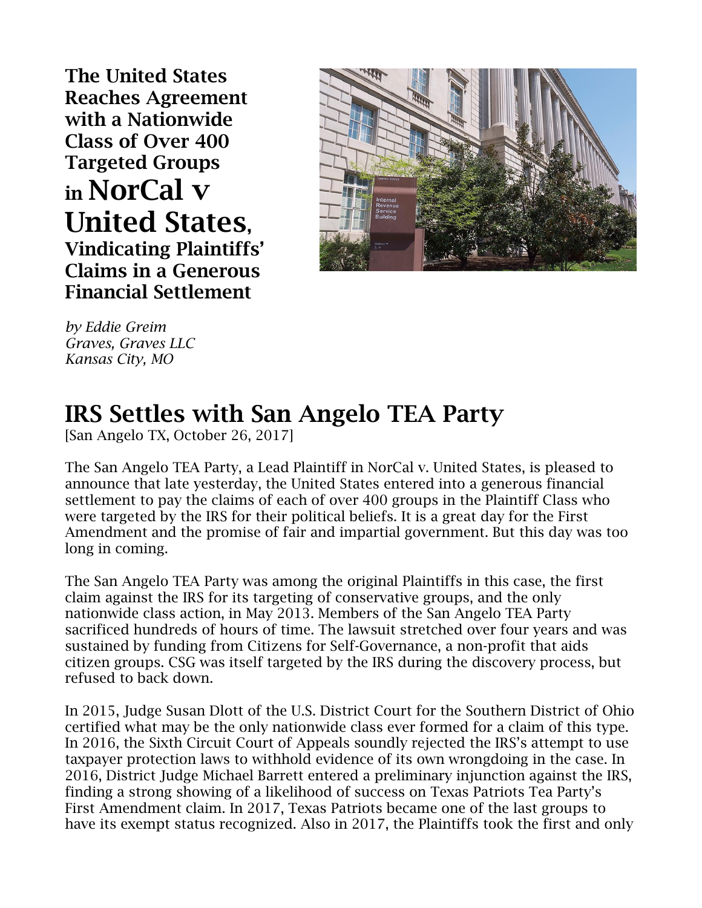# The United States Reaches Agreement with a Nationwide Class of Over 400 Targeted Groups in NorCal v United States, Vindicating Plaintiffs' Claims in a Generous Financial Settlement

*by Eddie Greim*
*Graves, Graves LLC*
*Kansas City, MO*

## IRS Settles with San Angelo TEA Party

[San Angelo TX, October 26, 2017]

The San Angelo TEA Party, a Lead Plaintiff in NorCal v. United States, is pleased to announce that late yesterday, the United States entered into a generous financial settlement to pay the claims of each of over 400 groups in the Plaintiff Class who were targeted by the IRS for their political beliefs. It is a great day for the First Amendment and the promise of fair and impartial government. But this day was too long in coming.

The San Angelo TEA Party was among the original Plaintiffs in this case, the first claim against the IRS for its targeting of conservative groups, and the only nationwide class action, in May 2013. Members of the San Angelo TEA Party sacrificed hundreds of hours of time. The lawsuit stretched over four years and was sustained by funding from Citizens for Self-Governance, a non-profit that aids citizen groups. CSG was itself targeted by the IRS during the discovery process, but refused to back down.

In 2015, Judge Susan Dlott of the U.S. District Court for the Southern District of Ohio certified what may be the only nationwide class ever formed for a claim of this type. In 2016, the Sixth Circuit Court of Appeals soundly rejected the IRS's attempt to use taxpayer protection laws to withhold evidence of its own wrongdoing in the case. In 2016, District Judge Michael Barrett entered a preliminary injunction against the IRS, finding a strong showing of a likelihood of success on Texas Patriots Tea Party's First Amendment claim. In 2017, Texas Patriots became one of the last groups to have its exempt status recognized. Also in 2017, the Plaintiffs took the first and only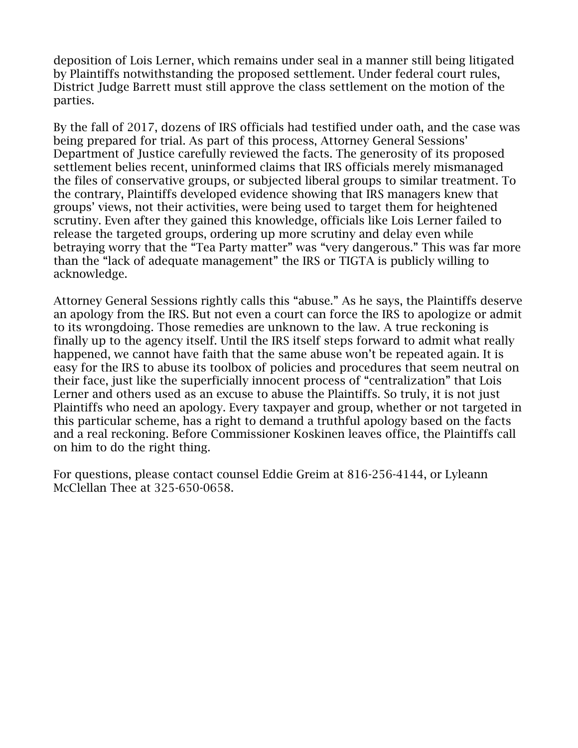deposition of Lois Lerner, which remains under seal in a manner still being litigated by Plaintiffs notwithstanding the proposed settlement. Under federal court rules, District Judge Barrett must still approve the class settlement on the motion of the parties.

By the fall of 2017, dozens of IRS officials had testified under oath, and the case was being prepared for trial. As part of this process, Attorney General Sessions' Department of Justice carefully reviewed the facts. The generosity of its proposed settlement belies recent, uninformed claims that IRS officials merely mismanaged the files of conservative groups, or subjected liberal groups to similar treatment. To the contrary, Plaintiffs developed evidence showing that IRS managers knew that groups' views, not their activities, were being used to target them for heightened scrutiny. Even after they gained this knowledge, officials like Lois Lerner failed to release the targeted groups, ordering up more scrutiny and delay even while betraying worry that the "Tea Party matter" was "very dangerous." This was far more than the "lack of adequate management" the IRS or TIGTA is publicly willing to acknowledge.

Attorney General Sessions rightly calls this "abuse." As he says, the Plaintiffs deserve an apology from the IRS. But not even a court can force the IRS to apologize or admit to its wrongdoing. Those remedies are unknown to the law. A true reckoning is finally up to the agency itself. Until the IRS itself steps forward to admit what really happened, we cannot have faith that the same abuse won't be repeated again. It is easy for the IRS to abuse its toolbox of policies and procedures that seem neutral on their face, just like the superficially innocent process of "centralization" that Lois Lerner and others used as an excuse to abuse the Plaintiffs. So truly, it is not just Plaintiffs who need an apology. Every taxpayer and group, whether or not targeted in this particular scheme, has a right to demand a truthful apology based on the facts and a real reckoning. Before Commissioner Koskinen leaves office, the Plaintiffs call on him to do the right thing.

For questions, please contact counsel Eddie Greim at 816-256-4144, or Lyleann McClellan Thee at 325-650-0658.